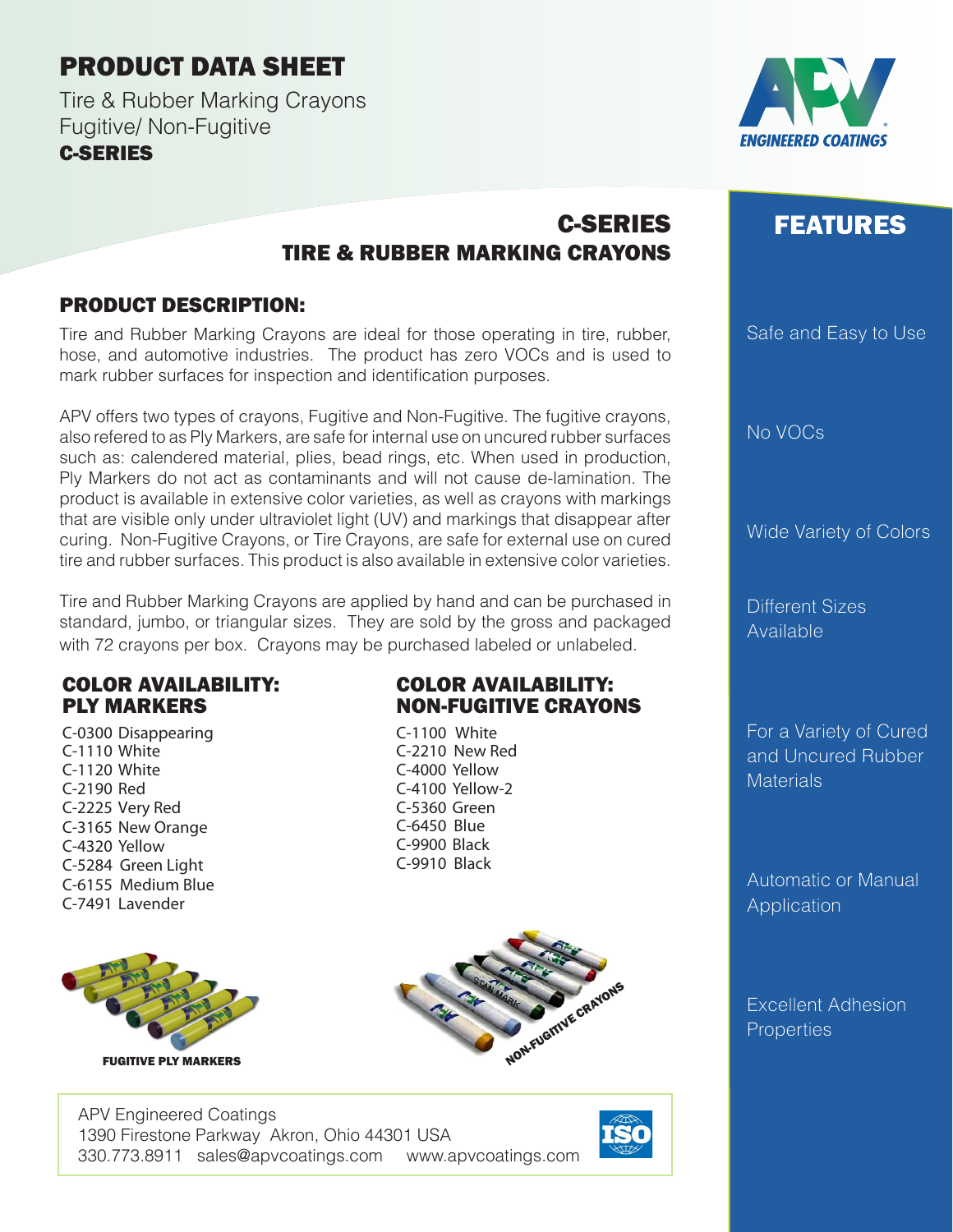# PRODUCT DATA SHEET

Tire & Rubber Marking Crayons
Fugitive/ Non-Fugitive
**C-SERIES**

## C-SERIES TIRE & RUBBER MARKING CRAYONS

### PRODUCT DESCRIPTION:

Tire and Rubber Marking Crayons are ideal for those operating in tire, rubber, hose, and automotive industries. The product has zero VOCs and is used to mark rubber surfaces for inspection and identification purposes.

APV offers two types of crayons, Fugitive and Non-Fugitive. The fugitive crayons, also refered to as Ply Markers, are safe for internal use on uncured rubber surfaces such as: calendered material, plies, bead rings, etc. When used in production, Ply Markers do not act as contaminants and will not cause de-lamination. The product is available in extensive color varieties, as well as crayons with markings that are visible only under ultraviolet light (UV) and markings that disappear after curing. Non-Fugitive Crayons, or Tire Crayons, are safe for external use on cured tire and rubber surfaces. This product is also available in extensive color varieties.

Tire and Rubber Marking Crayons are applied by hand and can be purchased in standard, jumbo, or triangular sizes. They are sold by the gross and packaged with 72 crayons per box. Crayons may be purchased labeled or unlabeled.

### COLOR AVAILABILITY: PLY MARKERS

C-0300 Disappearing
C-1110 White
C-1120 White
C-2190 Red
C-2225 Very Red
C-3165 New Orange
C-4320 Yellow
C-5284 Green Light
C-6155 Medium Blue
C-7491 Lavender

### COLOR AVAILABILITY: NON-FUGITIVE CRAYONS

C-1100 White
C-2210 New Red
C-4000 Yellow
C-4100 Yellow-2
C-5360 Green
C-6450 Blue
C-9900 Black
C-9910 Black

FUGITIVE PLY MARKERS

NON-FUGITIVE CRAYONS

## FEATURES

- Safe and Easy to Use
- No VOCs
- Wide Variety of Colors
- Different Sizes Available
- For a Variety of Cured and Uncured Rubber Materials
- Automatic or Manual Application
- Excellent Adhesion Properties

APV Engineered Coatings
1390 Firestone Parkway Akron, Ohio 44301 USA
330.773.8911 sales@apvcoatings.com www.apvcoatings.com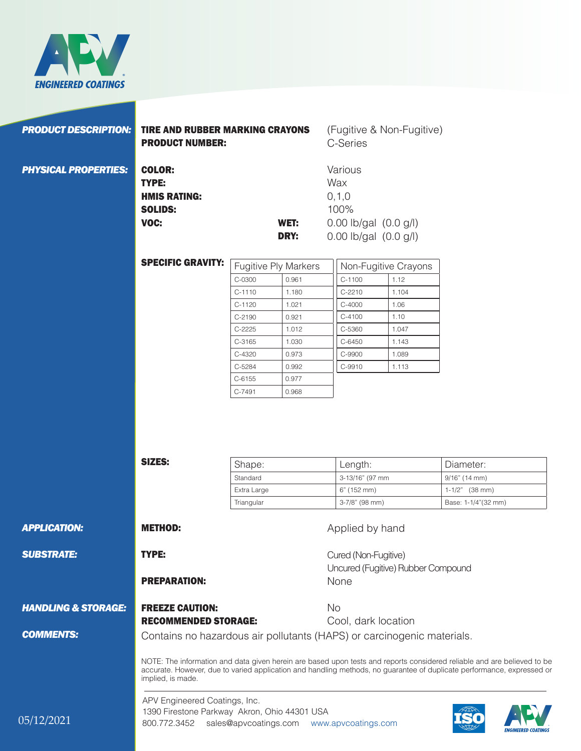APV ENGINEERED COATINGS

**PRODUCT DESCRIPTION:** **TIRE AND RUBBER MARKING CRAYONS** (Fugitive & Non-Fugitive)

**PRODUCT NUMBER:** C-Series

**PHYSICAL PROPERTIES:**

| | | |
|---|---|---|
| **COLOR:** | | Various |
| **TYPE:** | | Wax |
| **HMIS RATING:** | | 0,1,0 |
| **SOLIDS:** | | 100% |
| **VOC:** | **WET:** | 0.00 lb/gal (0.0 g/l) |
| | **DRY:** | 0.00 lb/gal (0.0 g/l) |

**SPECIFIC GRAVITY:**

| Fugitive Ply Markers | | Non-Fugitive Crayons | |
|---|---|---|---|
| C-0300 | 0.961 | C-1100 | 1.12 |
| C-1110 | 1.180 | C-2210 | 1.104 |
| C-1120 | 1.021 | C-4000 | 1.06 |
| C-2190 | 0.921 | C-4100 | 1.10 |
| C-2225 | 1.012 | C-5360 | 1.047 |
| C-3165 | 1.030 | C-6450 | 1.143 |
| C-4320 | 0.973 | C-9900 | 1.089 |
| C-5284 | 0.992 | C-9910 | 1.113 |
| C-6155 | 0.977 | | |
| C-7491 | 0.968 | | |

**SIZES:**

| Shape: | Length: | Diameter: |
|---|---|---|
| Standard | 3-13/16" (97 mm | 9/16" (14 mm) |
| Extra Large | 6" (152 mm) | 1-1/2" (38 mm) |
| Triangular | 3-7/8" (98 mm) | Base: 1-1/4"(32 mm) |

**APPLICATION:**

**METHOD:** Applied by hand

**SUBSTRATE:**

**TYPE:** Cured (Non-Fugitive)
Uncured (Fugitive) Rubber Compound

**PREPARATION:** None

**HANDLING & STORAGE:**

**FREEZE CAUTION:** No

**RECOMMENDED STORAGE:** Cool, dark location

**COMMENTS:**

Contains no hazardous air pollutants (HAPS) or carcinogenic materials.

NOTE: The information and data given herein are based upon tests and reports considered reliable and are believed to be accurate. However, due to varied application and handling methods, no guarantee of duplicate performance, expressed or implied, is made.

APV Engineered Coatings, Inc.
1390 Firestone Parkway Akron, Ohio 44301 USA
800.772.3452 sales@apvcoatings.com www.apvcoatings.com

05/12/2021